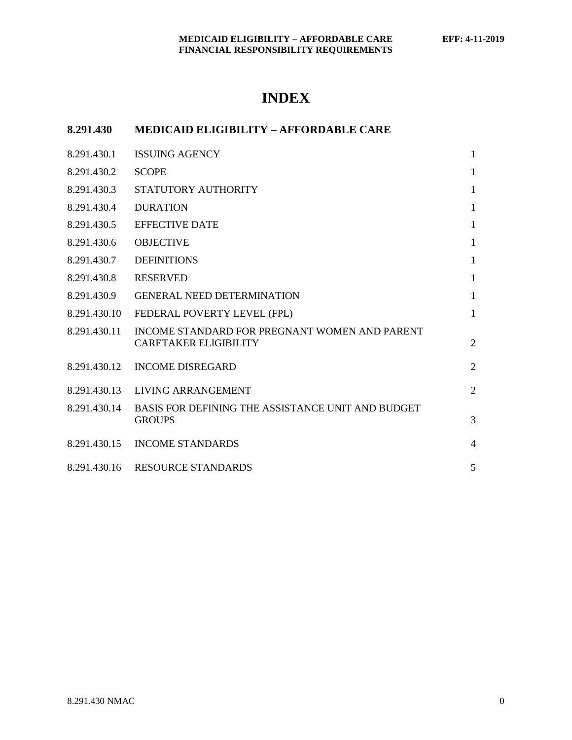# INDEX

## 8.291.430 MEDICAID ELIGIBILITY – AFFORDABLE CARE

| Section | Title | Page |
|---|---|---|
| 8.291.430.1 | ISSUING AGENCY | 1 |
| 8.291.430.2 | SCOPE | 1 |
| 8.291.430.3 | STATUTORY AUTHORITY | 1 |
| 8.291.430.4 | DURATION | 1 |
| 8.291.430.5 | EFFECTIVE DATE | 1 |
| 8.291.430.6 | OBJECTIVE | 1 |
| 8.291.430.7 | DEFINITIONS | 1 |
| 8.291.430.8 | RESERVED | 1 |
| 8.291.430.9 | GENERAL NEED DETERMINATION | 1 |
| 8.291.430.10 | FEDERAL POVERTY LEVEL (FPL) | 1 |
| 8.291.430.11 | INCOME STANDARD FOR PREGNANT WOMEN AND PARENT CARETAKER ELIGIBILITY | 2 |
| 8.291.430.12 | INCOME DISREGARD | 2 |
| 8.291.430.13 | LIVING ARRANGEMENT | 2 |
| 8.291.430.14 | BASIS FOR DEFINING THE ASSISTANCE UNIT AND BUDGET GROUPS | 3 |
| 8.291.430.15 | INCOME STANDARDS | 4 |
| 8.291.430.16 | RESOURCE STANDARDS | 5 |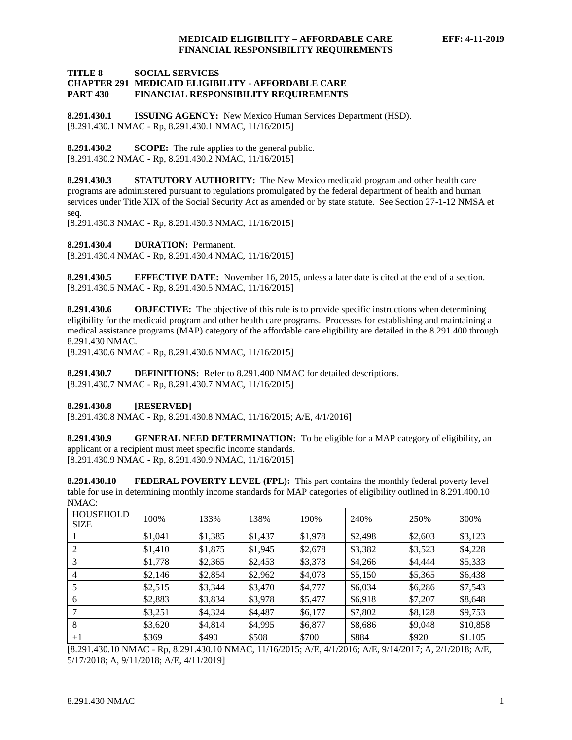**TITLE 8 SOCIAL SERVICES**
**CHAPTER 291 MEDICAID ELIGIBILITY - AFFORDABLE CARE**
**PART 430 FINANCIAL RESPONSIBILITY REQUIREMENTS**

**8.291.430.1 ISSUING AGENCY:** New Mexico Human Services Department (HSD).
[8.291.430.1 NMAC - Rp, 8.291.430.1 NMAC, 11/16/2015]

**8.291.430.2 SCOPE:** The rule applies to the general public.
[8.291.430.2 NMAC - Rp, 8.291.430.2 NMAC, 11/16/2015]

**8.291.430.3 STATUTORY AUTHORITY:** The New Mexico medicaid program and other health care programs are administered pursuant to regulations promulgated by the federal department of health and human services under Title XIX of the Social Security Act as amended or by state statute. See Section 27-1-12 NMSA et seq.
[8.291.430.3 NMAC - Rp, 8.291.430.3 NMAC, 11/16/2015]

**8.291.430.4 DURATION:** Permanent.
[8.291.430.4 NMAC - Rp, 8.291.430.4 NMAC, 11/16/2015]

**8.291.430.5 EFFECTIVE DATE:** November 16, 2015, unless a later date is cited at the end of a section.
[8.291.430.5 NMAC - Rp, 8.291.430.5 NMAC, 11/16/2015]

**8.291.430.6 OBJECTIVE:** The objective of this rule is to provide specific instructions when determining eligibility for the medicaid program and other health care programs. Processes for establishing and maintaining a medical assistance programs (MAP) category of the affordable care eligibility are detailed in the 8.291.400 through 8.291.430 NMAC.
[8.291.430.6 NMAC - Rp, 8.291.430.6 NMAC, 11/16/2015]

**8.291.430.7 DEFINITIONS:** Refer to 8.291.400 NMAC for detailed descriptions.
[8.291.430.7 NMAC - Rp, 8.291.430.7 NMAC, 11/16/2015]

**8.291.430.8 [RESERVED]**
[8.291.430.8 NMAC - Rp, 8.291.430.8 NMAC, 11/16/2015; A/E, 4/1/2016]

**8.291.430.9 GENERAL NEED DETERMINATION:** To be eligible for a MAP category of eligibility, an applicant or a recipient must meet specific income standards.
[8.291.430.9 NMAC - Rp, 8.291.430.9 NMAC, 11/16/2015]

**8.291.430.10 FEDERAL POVERTY LEVEL (FPL):** This part contains the monthly federal poverty level table for use in determining monthly income standards for MAP categories of eligibility outlined in 8.291.400.10 NMAC:

| HOUSEHOLD SIZE | 100% | 133% | 138% | 190% | 240% | 250% | 300% |
|---|---|---|---|---|---|---|---|
| 1 | $1,041 | $1,385 | $1,437 | $1,978 | $2,498 | $2,603 | $3,123 |
| 2 | $1,410 | $1,875 | $1,945 | $2,678 | $3,382 | $3,523 | $4,228 |
| 3 | $1,778 | $2,365 | $2,453 | $3,378 | $4,266 | $4,444 | $5,333 |
| 4 | $2,146 | $2,854 | $2,962 | $4,078 | $5,150 | $5,365 | $6,438 |
| 5 | $2,515 | $3,344 | $3,470 | $4,777 | $6,034 | $6,286 | $7,543 |
| 6 | $2,883 | $3,834 | $3,978 | $5,477 | $6,918 | $7,207 | $8,648 |
| 7 | $3,251 | $4,324 | $4,487 | $6,177 | $7,802 | $8,128 | $9,753 |
| 8 | $3,620 | $4,814 | $4,995 | $6,877 | $8,686 | $9,048 | $10,858 |
| +1 | $369 | $490 | $508 | $700 | $884 | $920 | $1.105 |

[8.291.430.10 NMAC - Rp, 8.291.430.10 NMAC, 11/16/2015; A/E, 4/1/2016; A/E, 9/14/2017; A, 2/1/2018; A/E, 5/17/2018; A, 9/11/2018; A/E, 4/11/2019]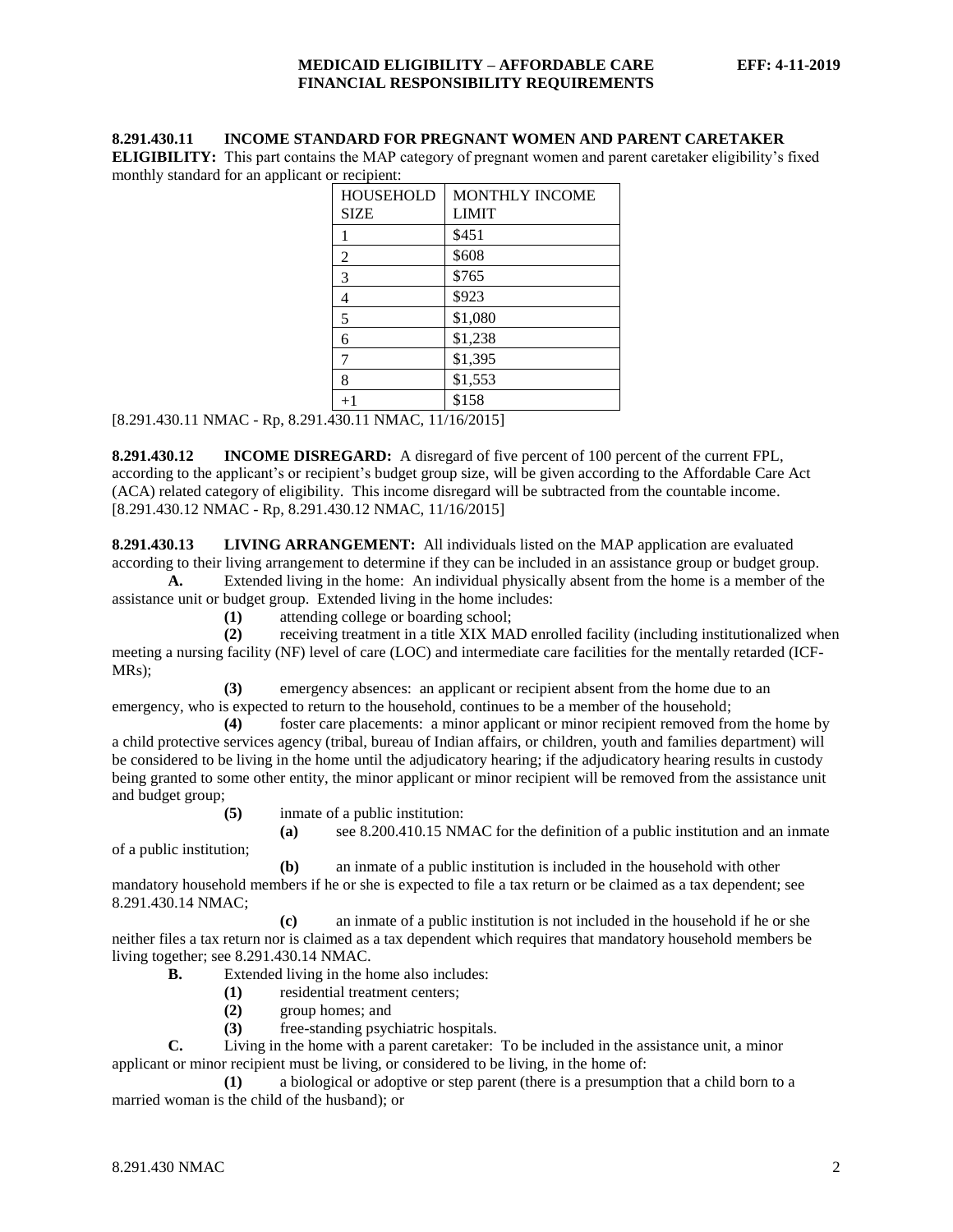**8.291.430.11 INCOME STANDARD FOR PREGNANT WOMEN AND PARENT CARETAKER ELIGIBILITY:** This part contains the MAP category of pregnant women and parent caretaker eligibility's fixed monthly standard for an applicant or recipient:

| HOUSEHOLD SIZE | MONTHLY INCOME LIMIT |
|---|---|
| 1 | $451 |
| 2 | $608 |
| 3 | $765 |
| 4 | $923 |
| 5 | $1,080 |
| 6 | $1,238 |
| 7 | $1,395 |
| 8 | $1,553 |
| +1 | $158 |

[8.291.430.11 NMAC - Rp, 8.291.430.11 NMAC, 11/16/2015]

**8.291.430.12 INCOME DISREGARD:** A disregard of five percent of 100 percent of the current FPL, according to the applicant's or recipient's budget group size, will be given according to the Affordable Care Act (ACA) related category of eligibility. This income disregard will be subtracted from the countable income.
[8.291.430.12 NMAC - Rp, 8.291.430.12 NMAC, 11/16/2015]

**8.291.430.13 LIVING ARRANGEMENT:** All individuals listed on the MAP application are evaluated according to their living arrangement to determine if they can be included in an assistance group or budget group.

**A.** Extended living in the home: An individual physically absent from the home is a member of the assistance unit or budget group. Extended living in the home includes:

**(1)** attending college or boarding school;

**(2)** receiving treatment in a title XIX MAD enrolled facility (including institutionalized when meeting a nursing facility (NF) level of care (LOC) and intermediate care facilities for the mentally retarded (ICF-MRs);

**(3)** emergency absences: an applicant or recipient absent from the home due to an emergency, who is expected to return to the household, continues to be a member of the household;

**(4)** foster care placements: a minor applicant or minor recipient removed from the home by a child protective services agency (tribal, bureau of Indian affairs, or children, youth and families department) will be considered to be living in the home until the adjudicatory hearing; if the adjudicatory hearing results in custody being granted to some other entity, the minor applicant or minor recipient will be removed from the assistance unit and budget group;

**(5)** inmate of a public institution:

**(a)** see 8.200.410.15 NMAC for the definition of a public institution and an inmate of a public institution;

**(b)** an inmate of a public institution is included in the household with other mandatory household members if he or she is expected to file a tax return or be claimed as a tax dependent; see 8.291.430.14 NMAC;

**(c)** an inmate of a public institution is not included in the household if he or she neither files a tax return nor is claimed as a tax dependent which requires that mandatory household members be living together; see 8.291.430.14 NMAC.

**B.** Extended living in the home also includes:

**(1)** residential treatment centers;

**(2)** group homes; and

**(3)** free-standing psychiatric hospitals.

**C.** Living in the home with a parent caretaker: To be included in the assistance unit, a minor applicant or minor recipient must be living, or considered to be living, in the home of:

**(1)** a biological or adoptive or step parent (there is a presumption that a child born to a married woman is the child of the husband); or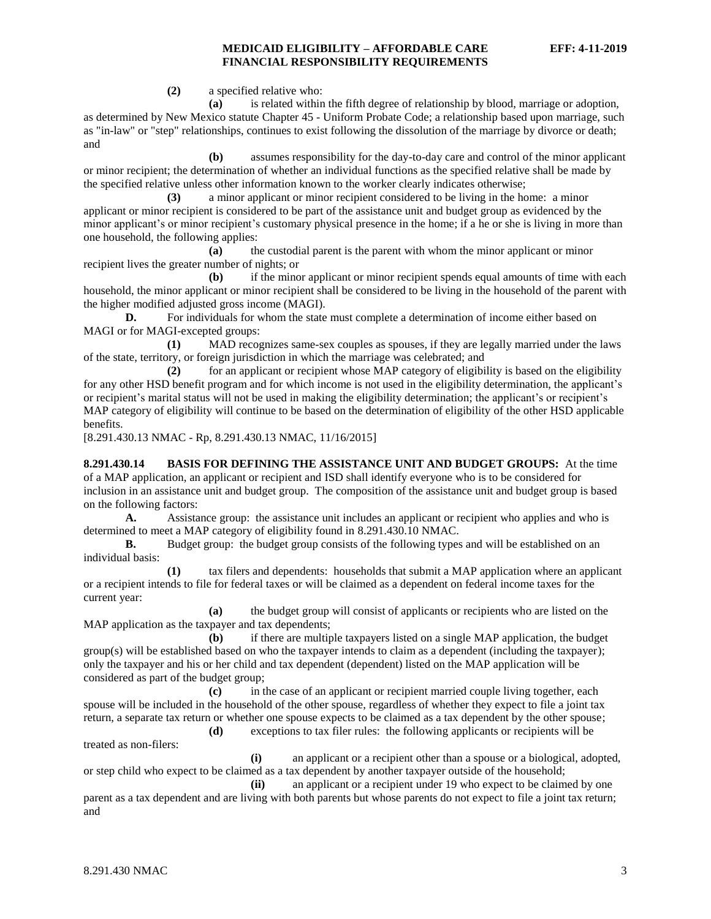**(2)** a specified relative who:

**(a)** is related within the fifth degree of relationship by blood, marriage or adoption, as determined by New Mexico statute Chapter 45 - Uniform Probate Code; a relationship based upon marriage, such as "in-law" or "step" relationships, continues to exist following the dissolution of the marriage by divorce or death; and

**(b)** assumes responsibility for the day-to-day care and control of the minor applicant or minor recipient; the determination of whether an individual functions as the specified relative shall be made by the specified relative unless other information known to the worker clearly indicates otherwise;

**(3)** a minor applicant or minor recipient considered to be living in the home: a minor applicant or minor recipient is considered to be part of the assistance unit and budget group as evidenced by the minor applicant's or minor recipient's customary physical presence in the home; if a he or she is living in more than one household, the following applies:

**(a)** the custodial parent is the parent with whom the minor applicant or minor recipient lives the greater number of nights; or

**(b)** if the minor applicant or minor recipient spends equal amounts of time with each household, the minor applicant or minor recipient shall be considered to be living in the household of the parent with the higher modified adjusted gross income (MAGI).

**D.** For individuals for whom the state must complete a determination of income either based on MAGI or for MAGI-excepted groups:

**(1)** MAD recognizes same-sex couples as spouses, if they are legally married under the laws of the state, territory, or foreign jurisdiction in which the marriage was celebrated; and

**(2)** for an applicant or recipient whose MAP category of eligibility is based on the eligibility for any other HSD benefit program and for which income is not used in the eligibility determination, the applicant's or recipient's marital status will not be used in making the eligibility determination; the applicant's or recipient's MAP category of eligibility will continue to be based on the determination of eligibility of the other HSD applicable benefits.

[8.291.430.13 NMAC - Rp, 8.291.430.13 NMAC, 11/16/2015]

**8.291.430.14 BASIS FOR DEFINING THE ASSISTANCE UNIT AND BUDGET GROUPS:** At the time of a MAP application, an applicant or recipient and ISD shall identify everyone who is to be considered for inclusion in an assistance unit and budget group. The composition of the assistance unit and budget group is based on the following factors:

**A.** Assistance group: the assistance unit includes an applicant or recipient who applies and who is determined to meet a MAP category of eligibility found in 8.291.430.10 NMAC.

**B.** Budget group: the budget group consists of the following types and will be established on an individual basis:

**(1)** tax filers and dependents: households that submit a MAP application where an applicant or a recipient intends to file for federal taxes or will be claimed as a dependent on federal income taxes for the current year:

**(a)** the budget group will consist of applicants or recipients who are listed on the MAP application as the taxpayer and tax dependents;

**(b)** if there are multiple taxpayers listed on a single MAP application, the budget group(s) will be established based on who the taxpayer intends to claim as a dependent (including the taxpayer); only the taxpayer and his or her child and tax dependent (dependent) listed on the MAP application will be considered as part of the budget group;

**(c)** in the case of an applicant or recipient married couple living together, each spouse will be included in the household of the other spouse, regardless of whether they expect to file a joint tax return, a separate tax return or whether one spouse expects to be claimed as a tax dependent by the other spouse;

**(d)** exceptions to tax filer rules: the following applicants or recipients will be treated as non-filers:

**(i)** an applicant or a recipient other than a spouse or a biological, adopted, or step child who expect to be claimed as a tax dependent by another taxpayer outside of the household;

**(ii)** an applicant or a recipient under 19 who expect to be claimed by one parent as a tax dependent and are living with both parents but whose parents do not expect to file a joint tax return; and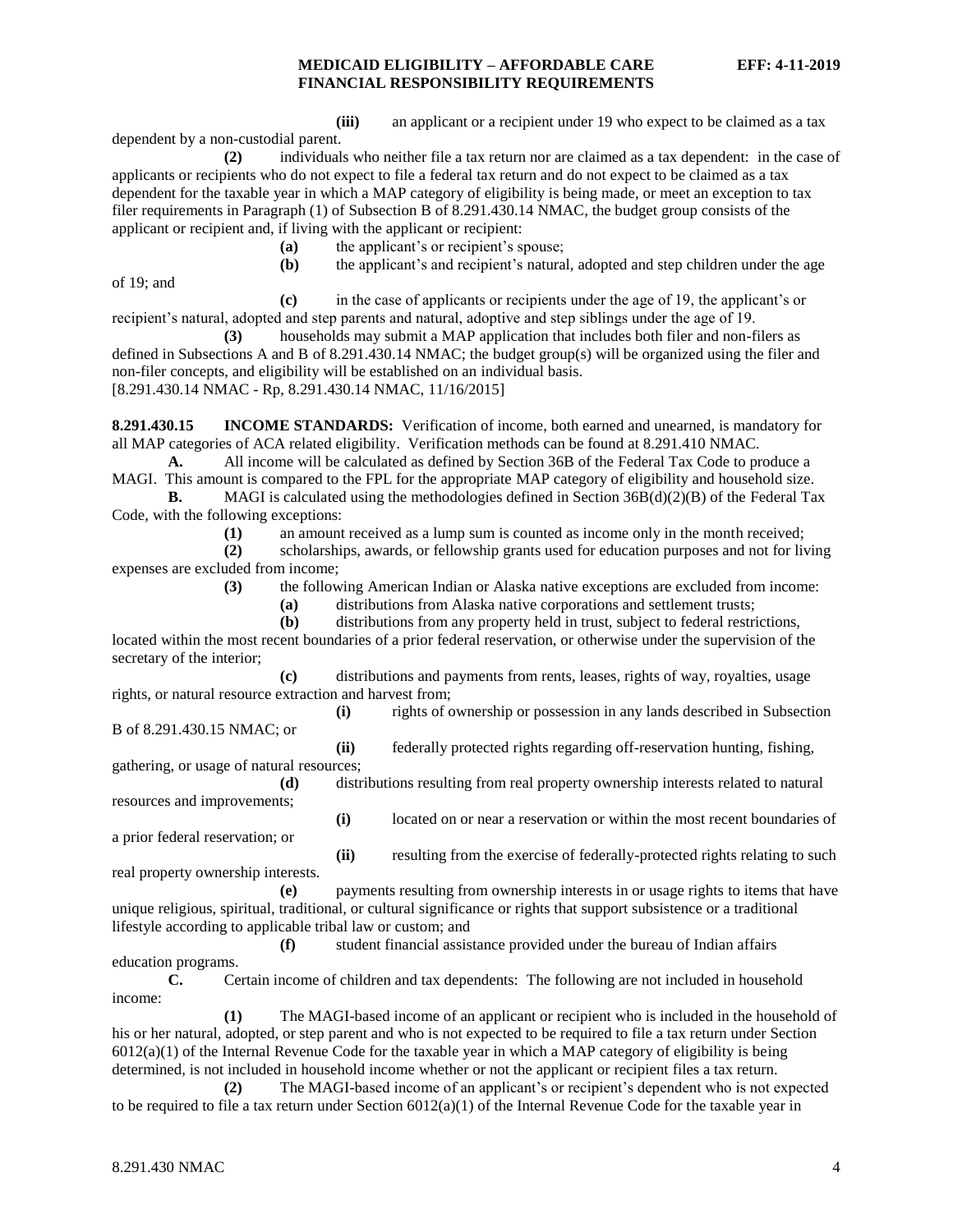**(iii)** an applicant or a recipient under 19 who expect to be claimed as a tax dependent by a non-custodial parent.

**(2)** individuals who neither file a tax return nor are claimed as a tax dependent: in the case of applicants or recipients who do not expect to file a federal tax return and do not expect to be claimed as a tax dependent for the taxable year in which a MAP category of eligibility is being made, or meet an exception to tax filer requirements in Paragraph (1) of Subsection B of 8.291.430.14 NMAC, the budget group consists of the applicant or recipient and, if living with the applicant or recipient:

**(a)** the applicant's or recipient's spouse;

**(b)** the applicant's and recipient's natural, adopted and step children under the age of 19; and

**(c)** in the case of applicants or recipients under the age of 19, the applicant's or recipient's natural, adopted and step parents and natural, adoptive and step siblings under the age of 19.

**(3)** households may submit a MAP application that includes both filer and non-filers as defined in Subsections A and B of 8.291.430.14 NMAC; the budget group(s) will be organized using the filer and non-filer concepts, and eligibility will be established on an individual basis.

[8.291.430.14 NMAC - Rp, 8.291.430.14 NMAC, 11/16/2015]

**8.291.430.15 INCOME STANDARDS:** Verification of income, both earned and unearned, is mandatory for all MAP categories of ACA related eligibility. Verification methods can be found at 8.291.410 NMAC.

**A.** All income will be calculated as defined by Section 36B of the Federal Tax Code to produce a MAGI. This amount is compared to the FPL for the appropriate MAP category of eligibility and household size.

**B.** MAGI is calculated using the methodologies defined in Section 36B(d)(2)(B) of the Federal Tax Code, with the following exceptions:

**(1)** an amount received as a lump sum is counted as income only in the month received;

**(2)** scholarships, awards, or fellowship grants used for education purposes and not for living expenses are excluded from income;

**(3)** the following American Indian or Alaska native exceptions are excluded from income:

**(a)** distributions from Alaska native corporations and settlement trusts;

**(b)** distributions from any property held in trust, subject to federal restrictions, located within the most recent boundaries of a prior federal reservation, or otherwise under the supervision of the secretary of the interior;

**(c)** distributions and payments from rents, leases, rights of way, royalties, usage rights, or natural resource extraction and harvest from;

**(i)** rights of ownership or possession in any lands described in Subsection B of 8.291.430.15 NMAC; or

**(ii)** federally protected rights regarding off-reservation hunting, fishing, gathering, or usage of natural resources;

**(d)** distributions resulting from real property ownership interests related to natural resources and improvements;

**(i)** located on or near a reservation or within the most recent boundaries of a prior federal reservation; or

**(ii)** resulting from the exercise of federally-protected rights relating to such real property ownership interests.

**(e)** payments resulting from ownership interests in or usage rights to items that have unique religious, spiritual, traditional, or cultural significance or rights that support subsistence or a traditional lifestyle according to applicable tribal law or custom; and

**(f)** student financial assistance provided under the bureau of Indian affairs education programs.

**C.** Certain income of children and tax dependents: The following are not included in household income:

**(1)** The MAGI-based income of an applicant or recipient who is included in the household of his or her natural, adopted, or step parent and who is not expected to be required to file a tax return under Section 6012(a)(1) of the Internal Revenue Code for the taxable year in which a MAP category of eligibility is being determined, is not included in household income whether or not the applicant or recipient files a tax return.

**(2)** The MAGI-based income of an applicant's or recipient's dependent who is not expected to be required to file a tax return under Section 6012(a)(1) of the Internal Revenue Code for the taxable year in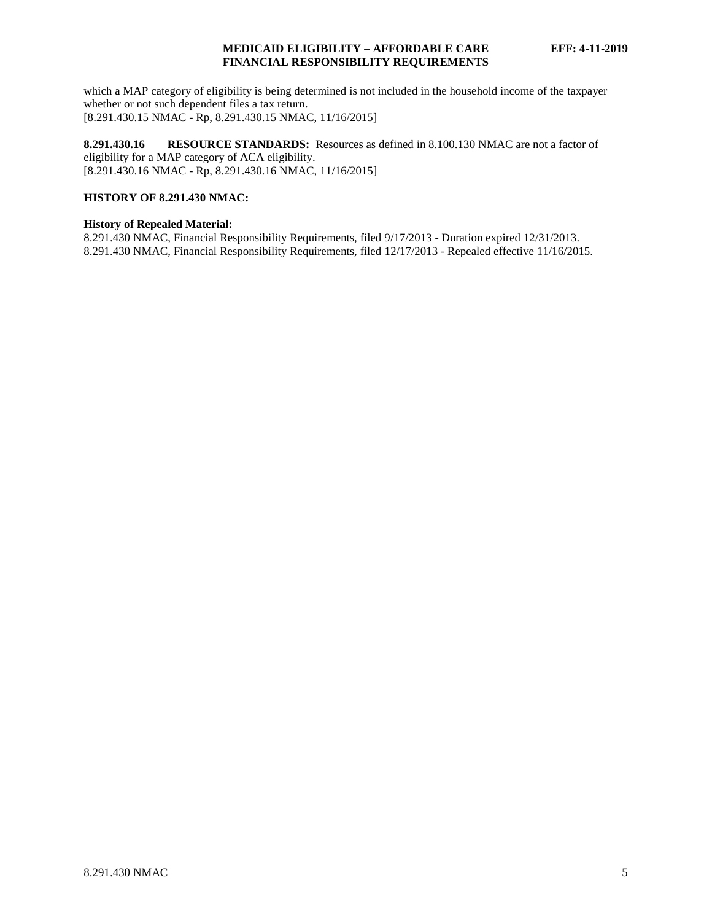which a MAP category of eligibility is being determined is not included in the household income of the taxpayer whether or not such dependent files a tax return.
[8.291.430.15 NMAC - Rp, 8.291.430.15 NMAC, 11/16/2015]

**8.291.430.16 RESOURCE STANDARDS:** Resources as defined in 8.100.130 NMAC are not a factor of eligibility for a MAP category of ACA eligibility.
[8.291.430.16 NMAC - Rp, 8.291.430.16 NMAC, 11/16/2015]

**HISTORY OF 8.291.430 NMAC:**

**History of Repealed Material:**
8.291.430 NMAC, Financial Responsibility Requirements, filed 9/17/2013 - Duration expired 12/31/2013.
8.291.430 NMAC, Financial Responsibility Requirements, filed 12/17/2013 - Repealed effective 11/16/2015.